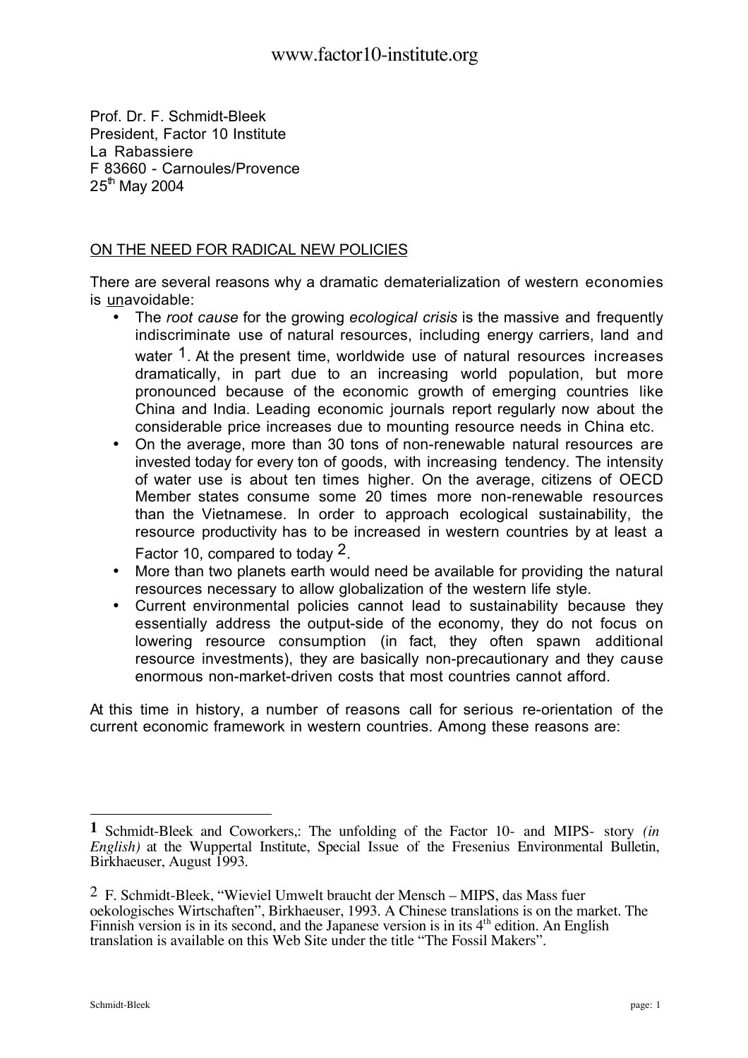Prof. Dr. F. Schmidt-Bleek
President, Factor 10 Institute
La Rabassiere
F 83660 - Carnoules/Provence
25th May 2004

## ON THE NEED FOR RADICAL NEW POLICIES

There are several reasons why a dramatic dematerialization of western economies is unavoidable:

- The *root cause* for the growing *ecological crisis* is the massive and frequently indiscriminate use of natural resources, including energy carriers, land and water [1]. At the present time, worldwide use of natural resources increases dramatically, in part due to an increasing world population, but more pronounced because of the economic growth of emerging countries like China and India. Leading economic journals report regularly now about the considerable price increases due to mounting resource needs in China etc.
- On the average, more than 30 tons of non-renewable natural resources are invested today for every ton of goods, with increasing tendency. The intensity of water use is about ten times higher. On the average, citizens of OECD Member states consume some 20 times more non-renewable resources than the Vietnamese. In order to approach ecological sustainability, the resource productivity has to be increased in western countries by at least a Factor 10, compared to today [2].
- More than two planets earth would need be available for providing the natural resources necessary to allow globalization of the western life style.
- Current environmental policies cannot lead to sustainability because they essentially address the output-side of the economy, they do not focus on lowering resource consumption (in fact, they often spawn additional resource investments), they are basically non-precautionary and they cause enormous non-market-driven costs that most countries cannot afford.

At this time in history, a number of reasons call for serious re-orientation of the current economic framework in western countries. Among these reasons are:

---

[1] Schmidt-Bleek and Coworkers,: The unfolding of the Factor 10- and MIPS- story *(in English)* at the Wuppertal Institute, Special Issue of the Fresenius Environmental Bulletin, Birkhaeuser, August 1993.

[2] F. Schmidt-Bleek, "Wieviel Umwelt braucht der Mensch – MIPS, das Mass fuer oekologisches Wirtschaften", Birkhaeuser, 1993. A Chinese translations is on the market. The Finnish version is in its second, and the Japanese version is in its 4th edition. An English translation is available on this Web Site under the title "The Fossil Makers".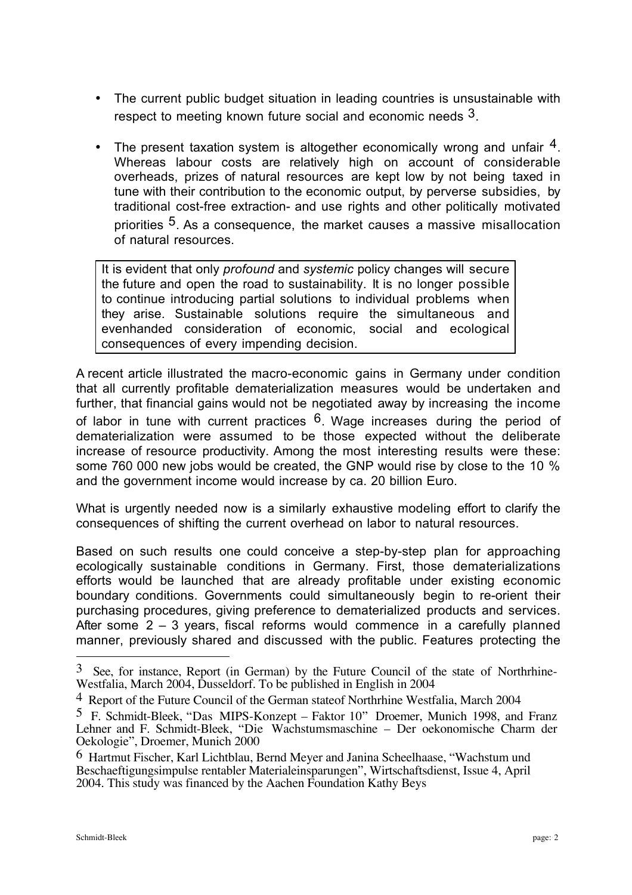- The current public budget situation in leading countries is unsustainable with respect to meeting known future social and economic needs [3].

- The present taxation system is altogether economically wrong and unfair [4]. Whereas labour costs are relatively high on account of considerable overheads, prizes of natural resources are kept low by not being taxed in tune with their contribution to the economic output, by perverse subsidies, by traditional cost-free extraction- and use rights and other politically motivated priorities [5]. As a consequence, the market causes a massive misallocation of natural resources.

> It is evident that only *profound* and *systemic* policy changes will secure the future and open the road to sustainability. It is no longer possible to continue introducing partial solutions to individual problems when they arise. Sustainable solutions require the simultaneous and evenhanded consideration of economic, social and ecological consequences of every impending decision.

A recent article illustrated the macro-economic gains in Germany under condition that all currently profitable dematerialization measures would be undertaken and further, that financial gains would not be negotiated away by increasing the income of labor in tune with current practices [6]. Wage increases during the period of dematerialization were assumed to be those expected without the deliberate increase of resource productivity. Among the most interesting results were these: some 760 000 new jobs would be created, the GNP would rise by close to the 10 % and the government income would increase by ca. 20 billion Euro.

What is urgently needed now is a similarly exhaustive modeling effort to clarify the consequences of shifting the current overhead on labor to natural resources.

Based on such results one could conceive a step-by-step plan for approaching ecologically sustainable conditions in Germany. First, those dematerializations efforts would be launched that are already profitable under existing economic boundary conditions. Governments could simultaneously begin to re-orient their purchasing procedures, giving preference to dematerialized products and services. After some 2 – 3 years, fiscal reforms would commence in a carefully planned manner, previously shared and discussed with the public. Features protecting the

---

[3] See, for instance, Report (in German) by the Future Council of the state of Northrhine-Westfalia, March 2004, Dusseldorf. To be published in English in 2004

[4] Report of the Future Council of the German stateof Northrhine Westfalia, March 2004

[5] F. Schmidt-Bleek, "Das MIPS-Konzept – Faktor 10" Droemer, Munich 1998, and Franz Lehner and F. Schmidt-Bleek, "Die Wachstumsmaschine – Der oekonomische Charm der Oekologie", Droemer, Munich 2000

[6] Hartmut Fischer, Karl Lichtblau, Bernd Meyer and Janina Scheelhaase, "Wachstum und Beschaeftigungsimpulse rentabler Materialeinsparungen", Wirtschaftsdienst, Issue 4, April 2004. This study was financed by the Aachen Foundation Kathy Beys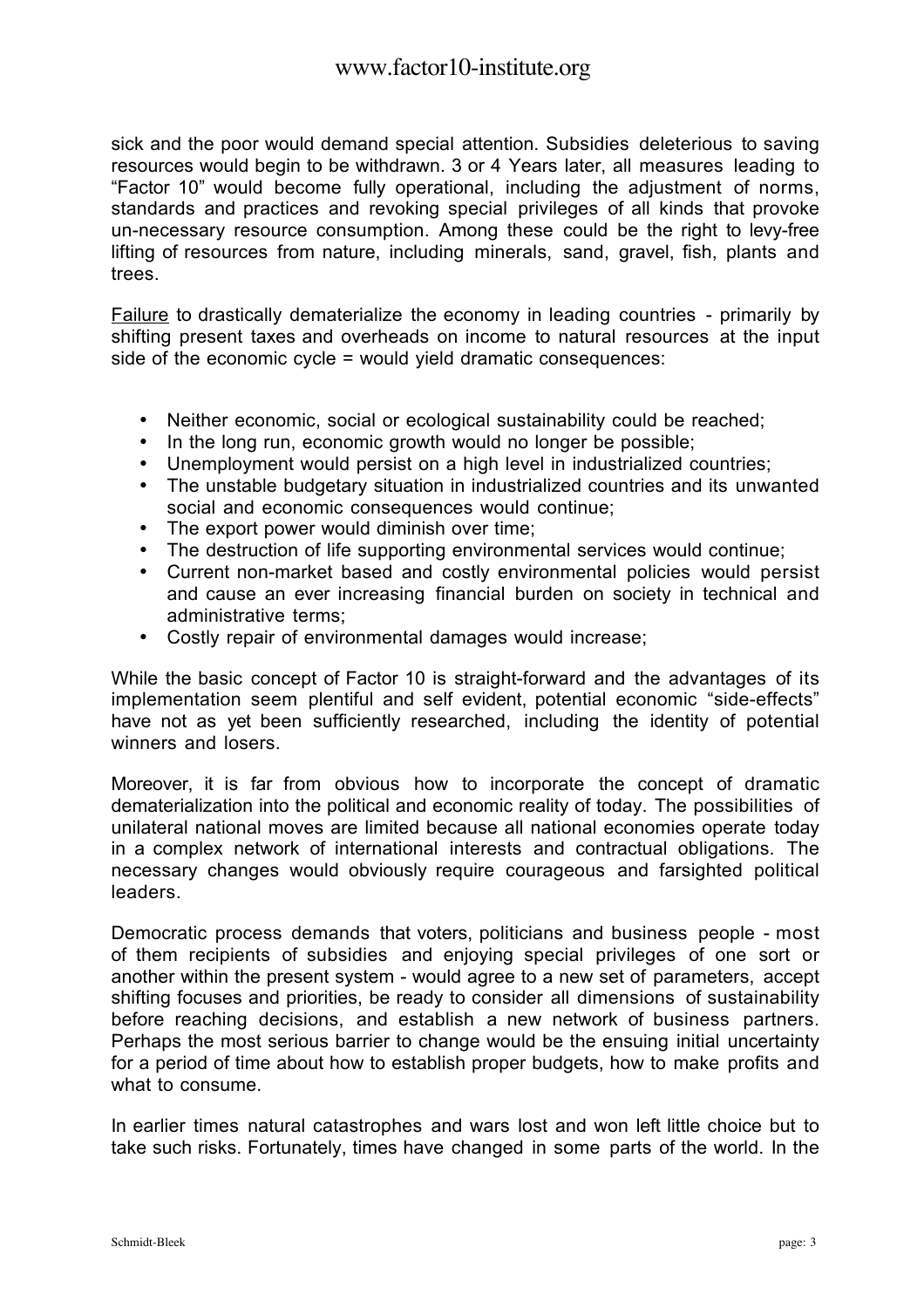sick and the poor would demand special attention. Subsidies deleterious to saving resources would begin to be withdrawn. 3 or 4 Years later, all measures leading to "Factor 10" would become fully operational, including the adjustment of norms, standards and practices and revoking special privileges of all kinds that provoke un-necessary resource consumption. Among these could be the right to levy-free lifting of resources from nature, including minerals, sand, gravel, fish, plants and trees.

<u>Failure</u> to drastically dematerialize the economy in leading countries - primarily by shifting present taxes and overheads on income to natural resources at the input side of the economic cycle = would yield dramatic consequences:

- Neither economic, social or ecological sustainability could be reached;
- In the long run, economic growth would no longer be possible;
- Unemployment would persist on a high level in industrialized countries;
- The unstable budgetary situation in industrialized countries and its unwanted social and economic consequences would continue;
- The export power would diminish over time;
- The destruction of life supporting environmental services would continue;
- Current non-market based and costly environmental policies would persist and cause an ever increasing financial burden on society in technical and administrative terms;
- Costly repair of environmental damages would increase;

While the basic concept of Factor 10 is straight-forward and the advantages of its implementation seem plentiful and self evident, potential economic "side-effects" have not as yet been sufficiently researched, including the identity of potential winners and losers.

Moreover, it is far from obvious how to incorporate the concept of dramatic dematerialization into the political and economic reality of today. The possibilities of unilateral national moves are limited because all national economies operate today in a complex network of international interests and contractual obligations. The necessary changes would obviously require courageous and farsighted political leaders.

Democratic process demands that voters, politicians and business people - most of them recipients of subsidies and enjoying special privileges of one sort or another within the present system - would agree to a new set of parameters, accept shifting focuses and priorities, be ready to consider all dimensions of sustainability before reaching decisions, and establish a new network of business partners. Perhaps the most serious barrier to change would be the ensuing initial uncertainty for a period of time about how to establish proper budgets, how to make profits and what to consume.

In earlier times natural catastrophes and wars lost and won left little choice but to take such risks. Fortunately, times have changed in some parts of the world. In the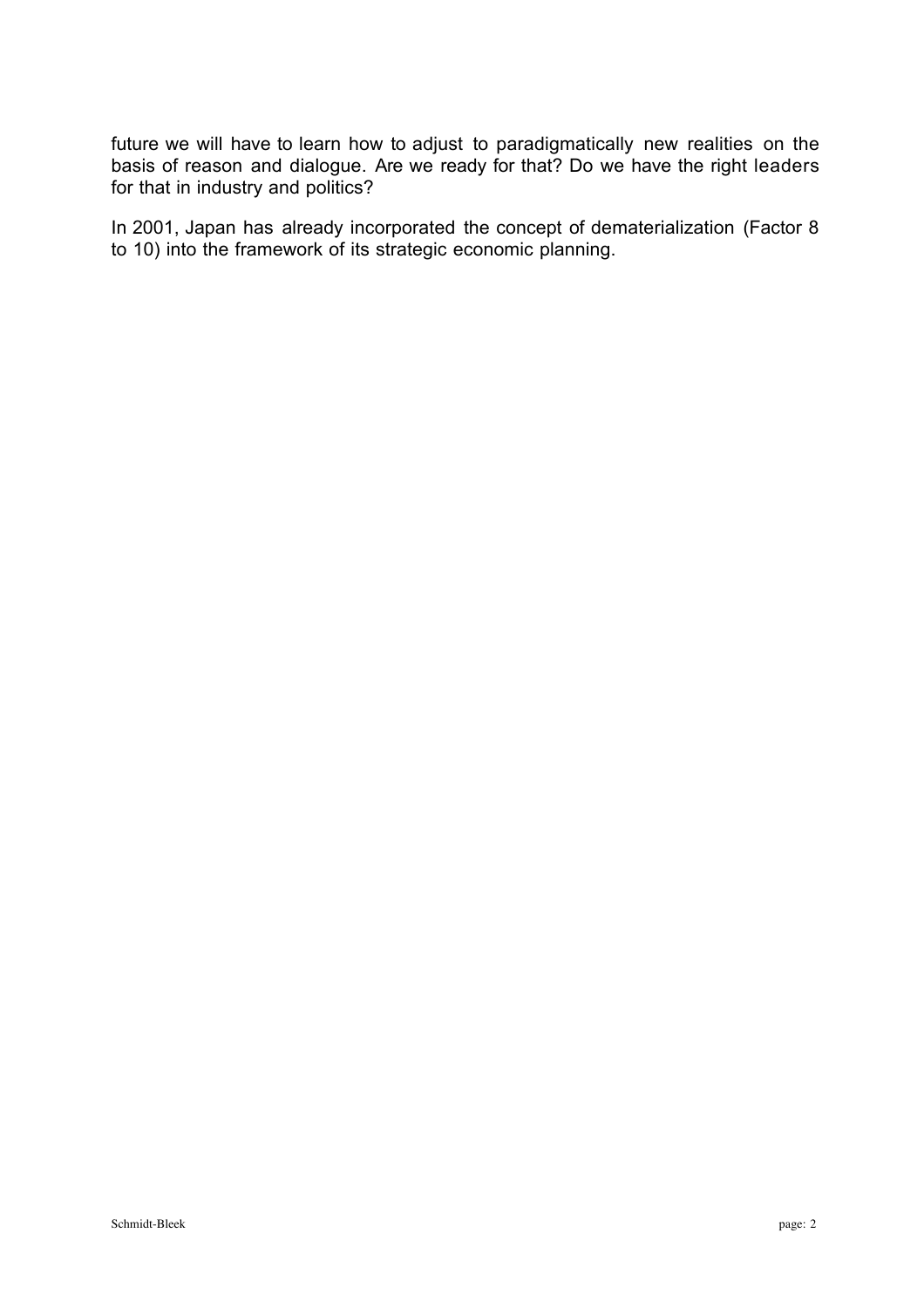future we will have to learn how to adjust to paradigmatically new realities on the basis of reason and dialogue. Are we ready for that? Do we have the right leaders for that in industry and politics?

In 2001, Japan has already incorporated the concept of dematerialization (Factor 8 to 10) into the framework of its strategic economic planning.